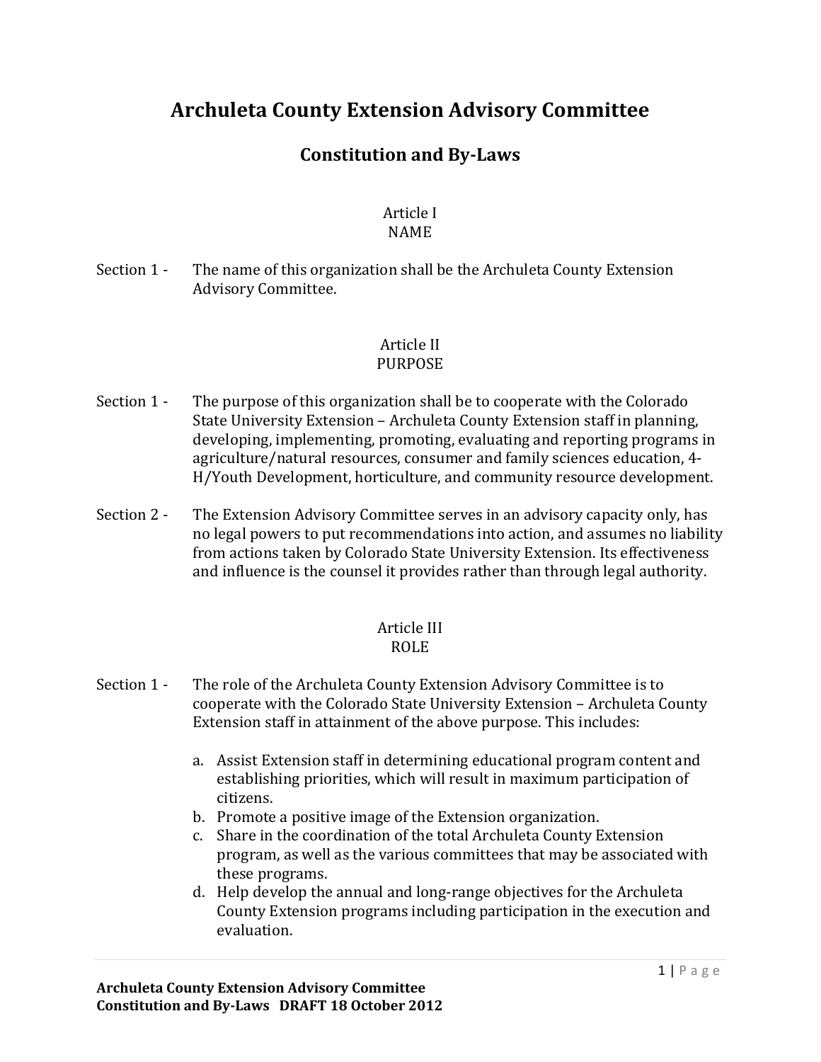# Archuleta County Extension Advisory Committee

## Constitution and By-Laws

### Article I
### NAME

Section 1 - The name of this organization shall be the Archuleta County Extension Advisory Committee.

### Article II
### PURPOSE

Section 1 - The purpose of this organization shall be to cooperate with the Colorado State University Extension – Archuleta County Extension staff in planning, developing, implementing, promoting, evaluating and reporting programs in agriculture/natural resources, consumer and family sciences education, 4-H/Youth Development, horticulture, and community resource development.

Section 2 - The Extension Advisory Committee serves in an advisory capacity only, has no legal powers to put recommendations into action, and assumes no liability from actions taken by Colorado State University Extension. Its effectiveness and influence is the counsel it provides rather than through legal authority.

### Article III
### ROLE

Section 1 - The role of the Archuleta County Extension Advisory Committee is to cooperate with the Colorado State University Extension – Archuleta County Extension staff in attainment of the above purpose. This includes:

a. Assist Extension staff in determining educational program content and establishing priorities, which will result in maximum participation of citizens.
b. Promote a positive image of the Extension organization.
c. Share in the coordination of the total Archuleta County Extension program, as well as the various committees that may be associated with these programs.
d. Help develop the annual and long-range objectives for the Archuleta County Extension programs including participation in the execution and evaluation.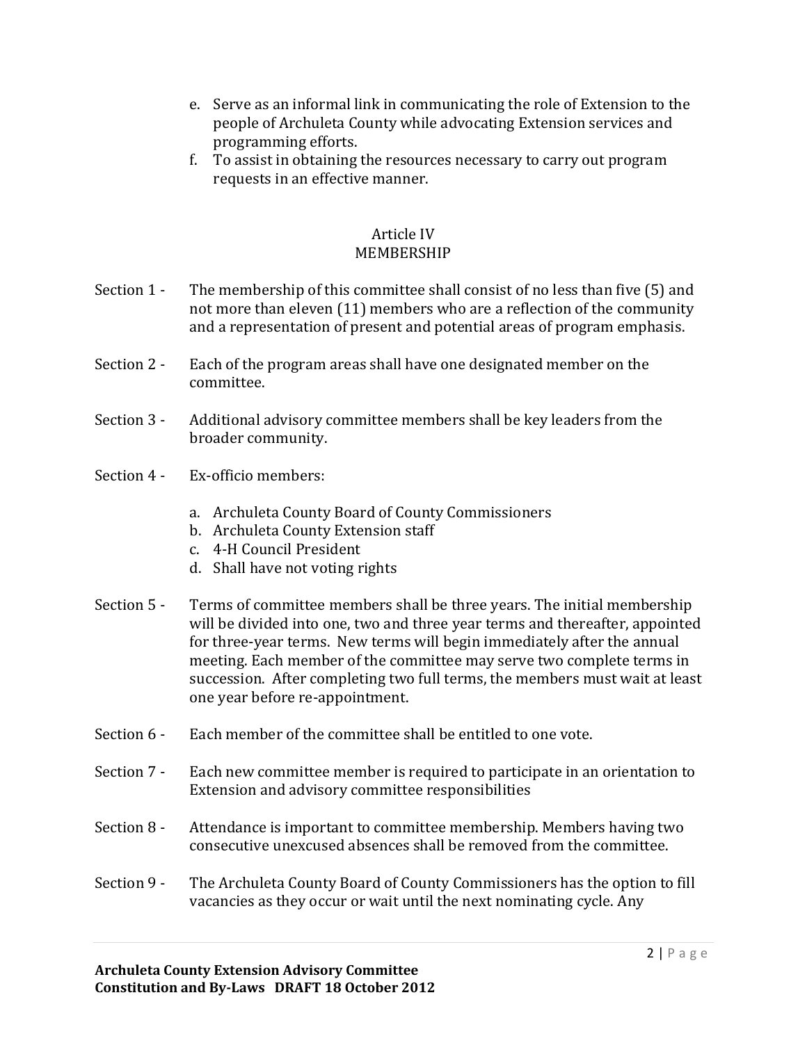e. Serve as an informal link in communicating the role of Extension to the people of Archuleta County while advocating Extension services and programming efforts.
f. To assist in obtaining the resources necessary to carry out program requests in an effective manner.

## Article IV
## MEMBERSHIP

Section 1 - The membership of this committee shall consist of no less than five (5) and not more than eleven (11) members who are a reflection of the community and a representation of present and potential areas of program emphasis.

Section 2 - Each of the program areas shall have one designated member on the committee.

Section 3 - Additional advisory committee members shall be key leaders from the broader community.

Section 4 - Ex-officio members:

a. Archuleta County Board of County Commissioners
b. Archuleta County Extension staff
c. 4-H Council President
d. Shall have not voting rights

Section 5 - Terms of committee members shall be three years. The initial membership will be divided into one, two and three year terms and thereafter, appointed for three-year terms. New terms will begin immediately after the annual meeting. Each member of the committee may serve two complete terms in succession. After completing two full terms, the members must wait at least one year before re-appointment.

Section 6 - Each member of the committee shall be entitled to one vote.

Section 7 - Each new committee member is required to participate in an orientation to Extension and advisory committee responsibilities

Section 8 - Attendance is important to committee membership. Members having two consecutive unexcused absences shall be removed from the committee.

Section 9 - The Archuleta County Board of County Commissioners has the option to fill vacancies as they occur or wait until the next nominating cycle. Any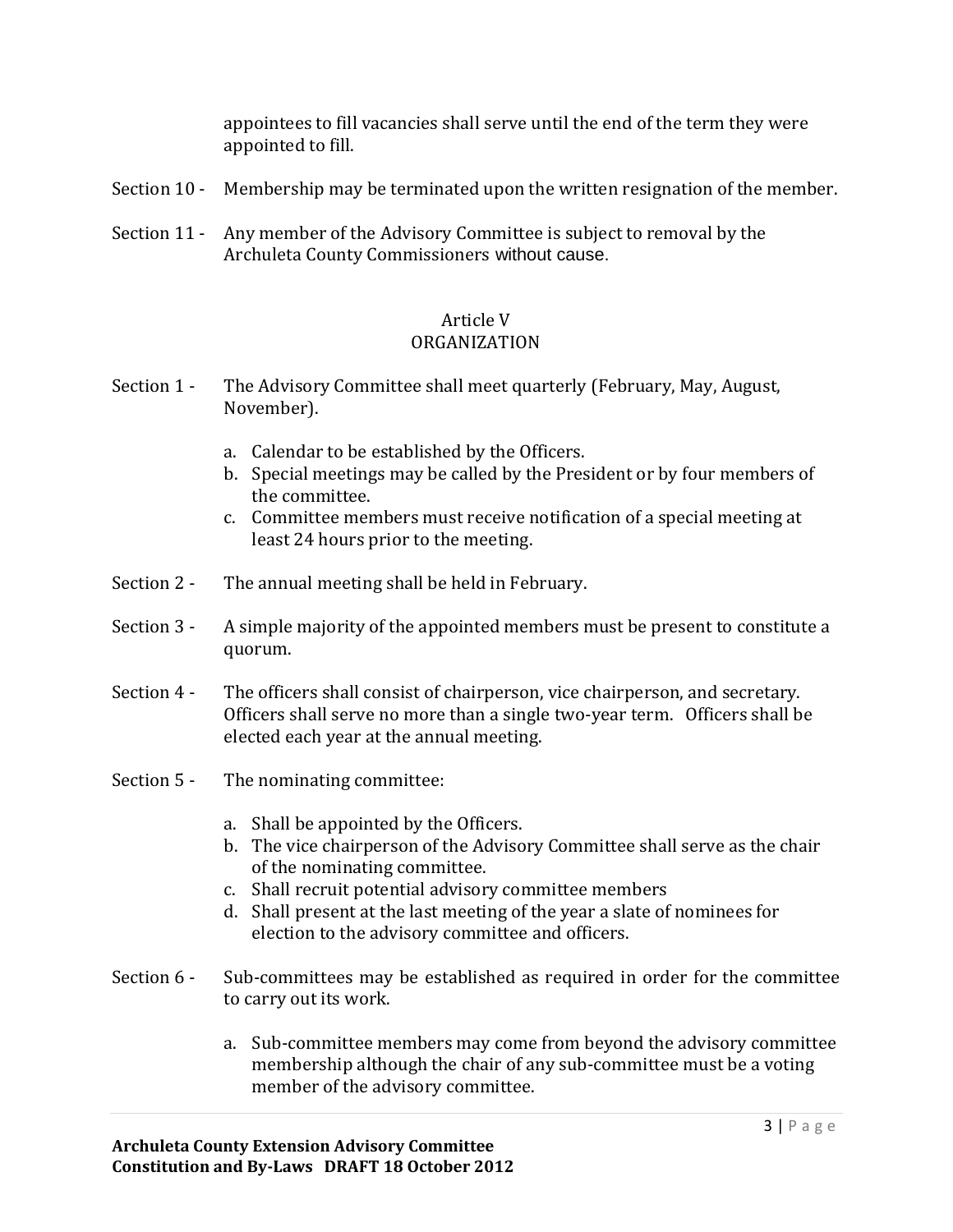appointees to fill vacancies shall serve until the end of the term they were appointed to fill.

Section 10 - Membership may be terminated upon the written resignation of the member.

Section 11 - Any member of the Advisory Committee is subject to removal by the Archuleta County Commissioners without cause.

## Article V
## ORGANIZATION

Section 1 - The Advisory Committee shall meet quarterly (February, May, August, November).

a. Calendar to be established by the Officers.
b. Special meetings may be called by the President or by four members of the committee.
c. Committee members must receive notification of a special meeting at least 24 hours prior to the meeting.

Section 2 - The annual meeting shall be held in February.

Section 3 - A simple majority of the appointed members must be present to constitute a quorum.

Section 4 - The officers shall consist of chairperson, vice chairperson, and secretary. Officers shall serve no more than a single two-year term. Officers shall be elected each year at the annual meeting.

Section 5 - The nominating committee:

a. Shall be appointed by the Officers.
b. The vice chairperson of the Advisory Committee shall serve as the chair of the nominating committee.
c. Shall recruit potential advisory committee members
d. Shall present at the last meeting of the year a slate of nominees for election to the advisory committee and officers.

Section 6 - Sub-committees may be established as required in order for the committee to carry out its work.

a. Sub-committee members may come from beyond the advisory committee membership although the chair of any sub-committee must be a voting member of the advisory committee.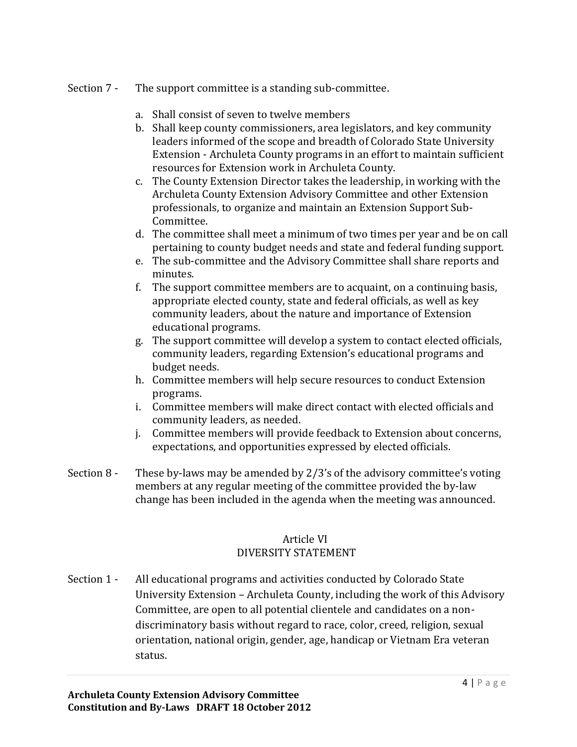Section 7 - The support committee is a standing sub-committee.

a. Shall consist of seven to twelve members
b. Shall keep county commissioners, area legislators, and key community leaders informed of the scope and breadth of Colorado State University Extension - Archuleta County programs in an effort to maintain sufficient resources for Extension work in Archuleta County.
c. The County Extension Director takes the leadership, in working with the Archuleta County Extension Advisory Committee and other Extension professionals, to organize and maintain an Extension Support Sub-Committee.
d. The committee shall meet a minimum of two times per year and be on call pertaining to county budget needs and state and federal funding support.
e. The sub-committee and the Advisory Committee shall share reports and minutes.
f. The support committee members are to acquaint, on a continuing basis, appropriate elected county, state and federal officials, as well as key community leaders, about the nature and importance of Extension educational programs.
g. The support committee will develop a system to contact elected officials, community leaders, regarding Extension's educational programs and budget needs.
h. Committee members will help secure resources to conduct Extension programs.
i. Committee members will make direct contact with elected officials and community leaders, as needed.
j. Committee members will provide feedback to Extension about concerns, expectations, and opportunities expressed by elected officials.

Section 8 - These by-laws may be amended by 2/3's of the advisory committee's voting members at any regular meeting of the committee provided the by-law change has been included in the agenda when the meeting was announced.

## Article VI
## DIVERSITY STATEMENT

Section 1 - All educational programs and activities conducted by Colorado State University Extension – Archuleta County, including the work of this Advisory Committee, are open to all potential clientele and candidates on a non-discriminatory basis without regard to race, color, creed, religion, sexual orientation, national origin, gender, age, handicap or Vietnam Era veteran status.